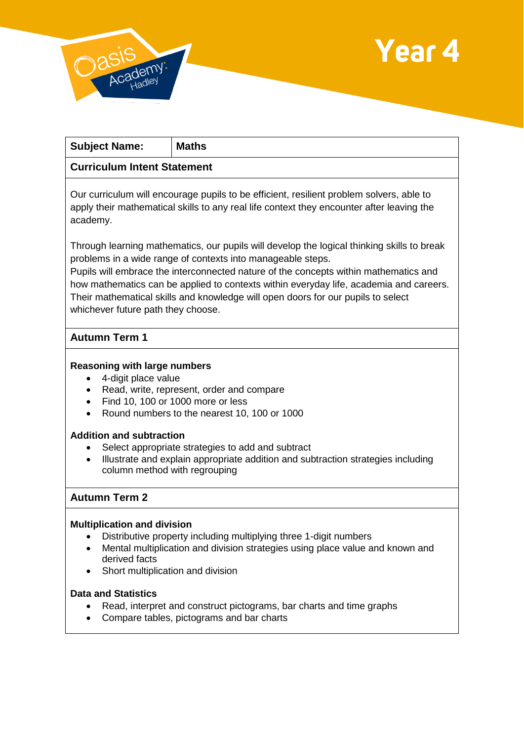# Year 4

**Subject Name:** Maths

## Curriculum Intent Statement

Our curriculum will encourage pupils to be efficient, resilient problem solvers, able to apply their mathematical skills to any real life context they encounter after leaving the academy.

Through learning mathematics, our pupils will develop the logical thinking skills to break problems in a wide range of contexts into manageable steps.
Pupils will embrace the interconnected nature of the concepts within mathematics and how mathematics can be applied to contexts within everyday life, academia and careers. Their mathematical skills and knowledge will open doors for our pupils to select whichever future path they choose.

## Autumn Term 1

**Reasoning with large numbers**

- 4-digit place value
- Read, write, represent, order and compare
- Find 10, 100 or 1000 more or less
- Round numbers to the nearest 10, 100 or 1000

**Addition and subtraction**

- Select appropriate strategies to add and subtract
- Illustrate and explain appropriate addition and subtraction strategies including column method with regrouping

## Autumn Term 2

**Multiplication and division**

- Distributive property including multiplying three 1-digit numbers
- Mental multiplication and division strategies using place value and known and derived facts
- Short multiplication and division

**Data and Statistics**

- Read, interpret and construct pictograms, bar charts and time graphs
- Compare tables, pictograms and bar charts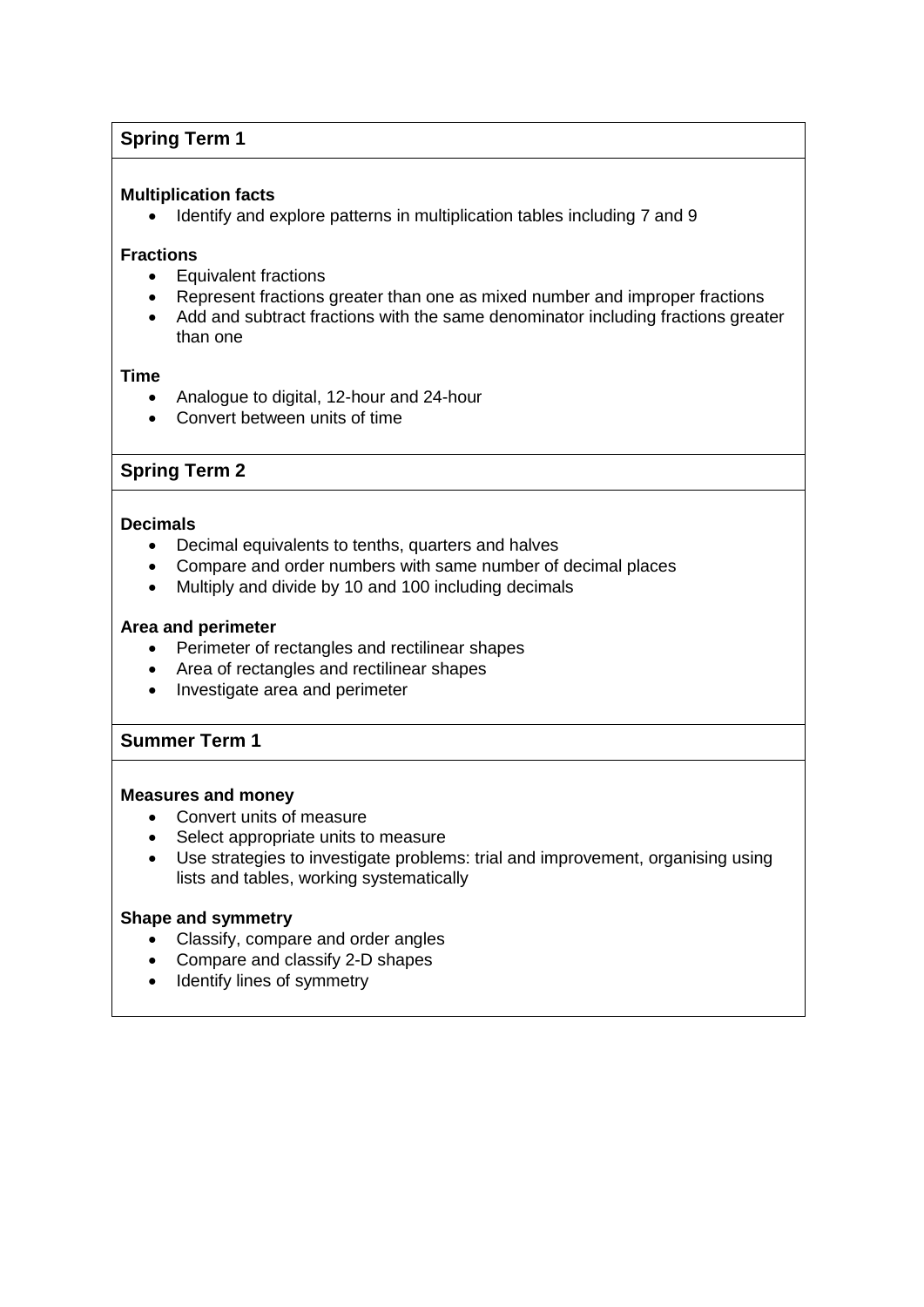## Spring Term 1

**Multiplication facts**

- Identify and explore patterns in multiplication tables including 7 and 9

**Fractions**

- Equivalent fractions
- Represent fractions greater than one as mixed number and improper fractions
- Add and subtract fractions with the same denominator including fractions greater than one

**Time**

- Analogue to digital, 12-hour and 24-hour
- Convert between units of time

## Spring Term 2

**Decimals**

- Decimal equivalents to tenths, quarters and halves
- Compare and order numbers with same number of decimal places
- Multiply and divide by 10 and 100 including decimals

**Area and perimeter**

- Perimeter of rectangles and rectilinear shapes
- Area of rectangles and rectilinear shapes
- Investigate area and perimeter

## Summer Term 1

**Measures and money**

- Convert units of measure
- Select appropriate units to measure
- Use strategies to investigate problems: trial and improvement, organising using lists and tables, working systematically

**Shape and symmetry**

- Classify, compare and order angles
- Compare and classify 2-D shapes
- Identify lines of symmetry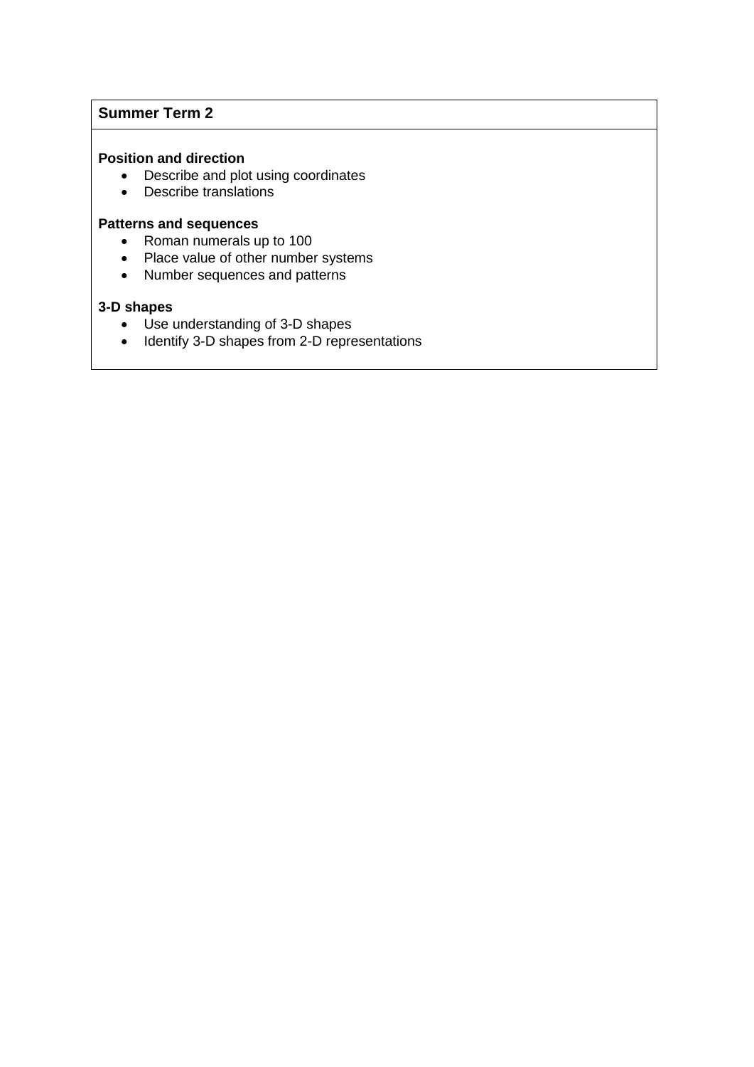## Summer Term 2

**Position and direction**

- Describe and plot using coordinates
- Describe translations

**Patterns and sequences**

- Roman numerals up to 100
- Place value of other number systems
- Number sequences and patterns

**3-D shapes**

- Use understanding of 3-D shapes
- Identify 3-D shapes from 2-D representations